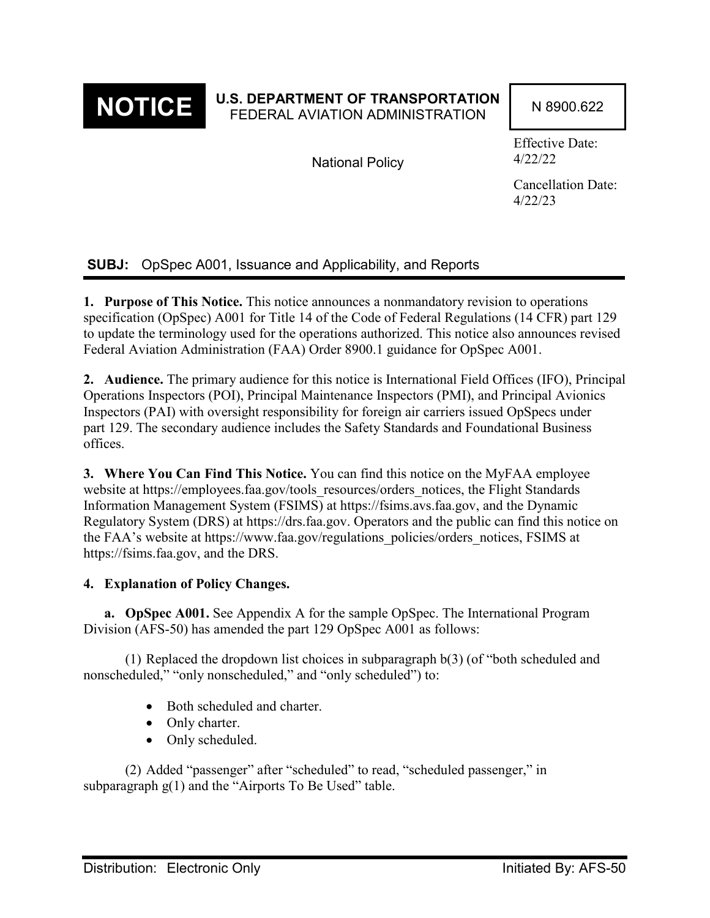**NOTICE**

**U.S. DEPARTMENT OF TRANSPORTATION**
FEDERAL AVIATION ADMINISTRATION

N 8900.622

National Policy

Effective Date: 4/22/22

Cancellation Date: 4/22/23

**SUBJ:** OpSpec A001, Issuance and Applicability, and Reports

**1. Purpose of This Notice.** This notice announces a nonmandatory revision to operations specification (OpSpec) A001 for Title 14 of the Code of Federal Regulations (14 CFR) part 129 to update the terminology used for the operations authorized. This notice also announces revised Federal Aviation Administration (FAA) Order 8900.1 guidance for OpSpec A001.

**2. Audience.** The primary audience for this notice is International Field Offices (IFO), Principal Operations Inspectors (POI), Principal Maintenance Inspectors (PMI), and Principal Avionics Inspectors (PAI) with oversight responsibility for foreign air carriers issued OpSpecs under part 129. The secondary audience includes the Safety Standards and Foundational Business offices.

**3. Where You Can Find This Notice.** You can find this notice on the MyFAA employee website at https://employees.faa.gov/tools_resources/orders_notices, the Flight Standards Information Management System (FSIMS) at https://fsims.avs.faa.gov, and the Dynamic Regulatory System (DRS) at https://drs.faa.gov. Operators and the public can find this notice on the FAA's website at https://www.faa.gov/regulations_policies/orders_notices, FSIMS at https://fsims.faa.gov, and the DRS.

**4. Explanation of Policy Changes.**

**a. OpSpec A001.** See Appendix A for the sample OpSpec. The International Program Division (AFS-50) has amended the part 129 OpSpec A001 as follows:

(1) Replaced the dropdown list choices in subparagraph b(3) (of "both scheduled and nonscheduled," "only nonscheduled," and "only scheduled") to:

- Both scheduled and charter.
- Only charter.
- Only scheduled.

(2) Added "passenger" after "scheduled" to read, "scheduled passenger," in subparagraph g(1) and the "Airports To Be Used" table.

Distribution: Electronic Only

Initiated By: AFS-50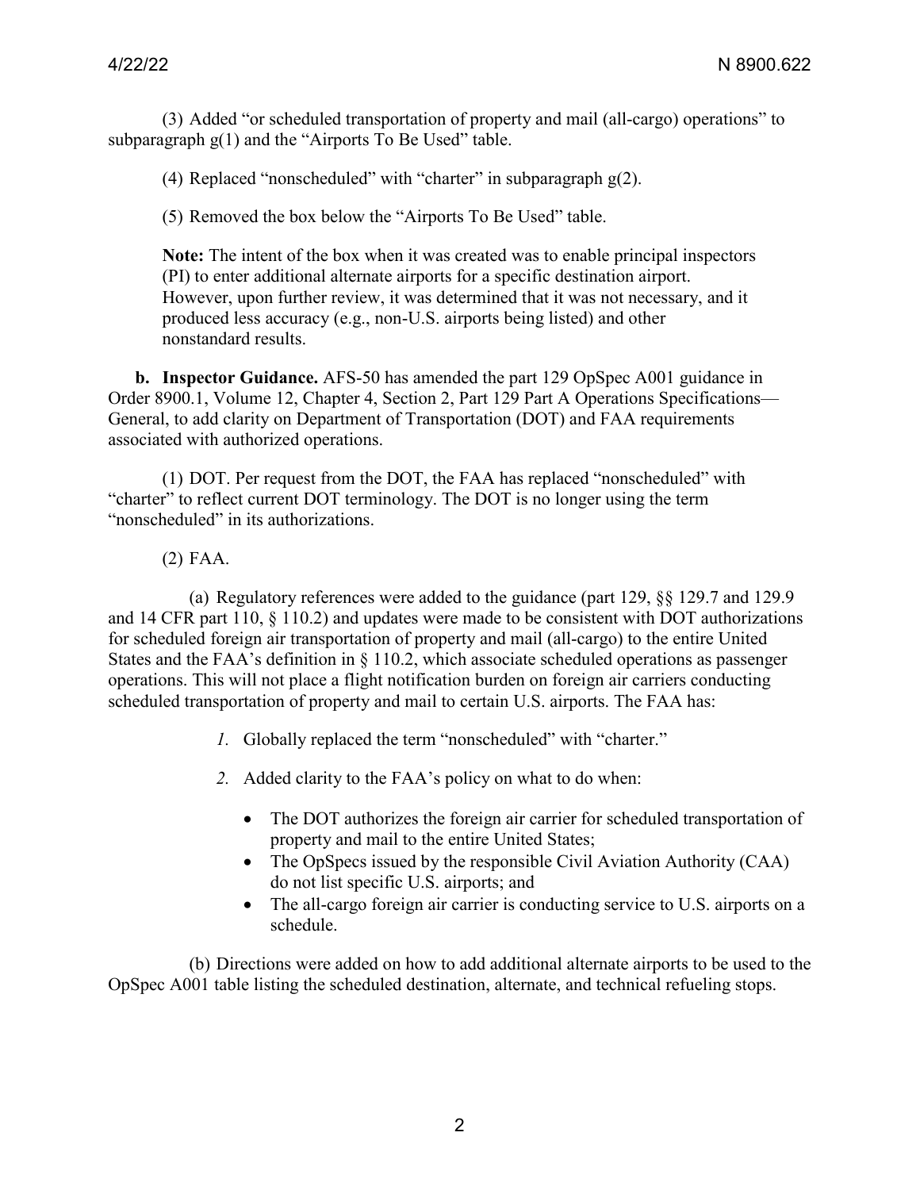(3) Added "or scheduled transportation of property and mail (all-cargo) operations" to subparagraph g(1) and the "Airports To Be Used" table.

(4) Replaced "nonscheduled" with "charter" in subparagraph g(2).

(5) Removed the box below the "Airports To Be Used" table.

**Note:** The intent of the box when it was created was to enable principal inspectors (PI) to enter additional alternate airports for a specific destination airport. However, upon further review, it was determined that it was not necessary, and it produced less accuracy (e.g., non-U.S. airports being listed) and other nonstandard results.

**b. Inspector Guidance.** AFS-50 has amended the part 129 OpSpec A001 guidance in Order 8900.1, Volume 12, Chapter 4, Section 2, Part 129 Part A Operations Specifications—General, to add clarity on Department of Transportation (DOT) and FAA requirements associated with authorized operations.

(1) DOT. Per request from the DOT, the FAA has replaced "nonscheduled" with "charter" to reflect current DOT terminology. The DOT is no longer using the term "nonscheduled" in its authorizations.

(2) FAA.

(a) Regulatory references were added to the guidance (part 129, §§ 129.7 and 129.9 and 14 CFR part 110, § 110.2) and updates were made to be consistent with DOT authorizations for scheduled foreign air transportation of property and mail (all-cargo) to the entire United States and the FAA's definition in § 110.2, which associate scheduled operations as passenger operations. This will not place a flight notification burden on foreign air carriers conducting scheduled transportation of property and mail to certain U.S. airports. The FAA has:

*1.* Globally replaced the term "nonscheduled" with "charter."

*2.* Added clarity to the FAA's policy on what to do when:

- The DOT authorizes the foreign air carrier for scheduled transportation of property and mail to the entire United States;
- The OpSpecs issued by the responsible Civil Aviation Authority (CAA) do not list specific U.S. airports; and
- The all-cargo foreign air carrier is conducting service to U.S. airports on a schedule.

(b) Directions were added on how to add additional alternate airports to be used to the OpSpec A001 table listing the scheduled destination, alternate, and technical refueling stops.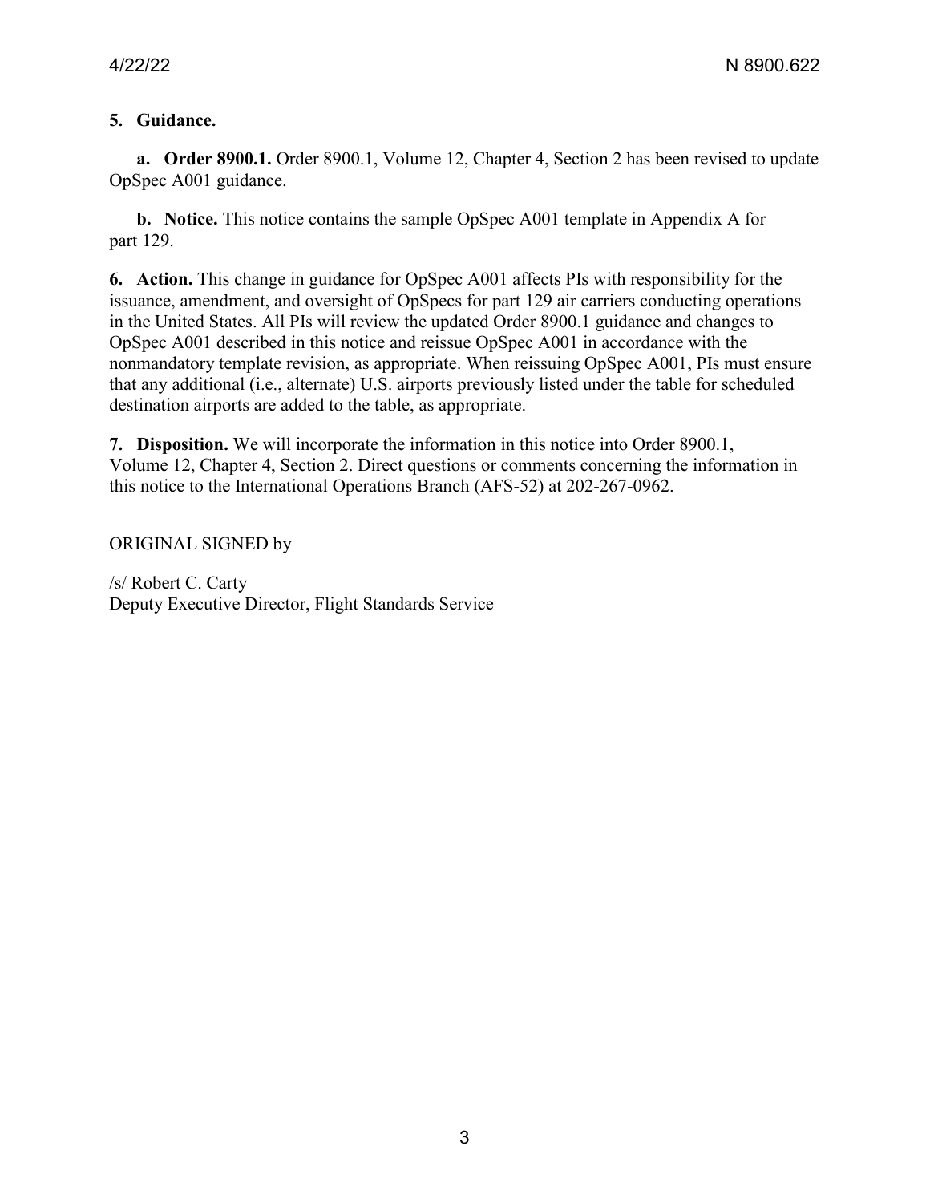**5. Guidance.**

**a. Order 8900.1.** Order 8900.1, Volume 12, Chapter 4, Section 2 has been revised to update OpSpec A001 guidance.

**b. Notice.** This notice contains the sample OpSpec A001 template in Appendix A for part 129.

**6. Action.** This change in guidance for OpSpec A001 affects PIs with responsibility for the issuance, amendment, and oversight of OpSpecs for part 129 air carriers conducting operations in the United States. All PIs will review the updated Order 8900.1 guidance and changes to OpSpec A001 described in this notice and reissue OpSpec A001 in accordance with the nonmandatory template revision, as appropriate. When reissuing OpSpec A001, PIs must ensure that any additional (i.e., alternate) U.S. airports previously listed under the table for scheduled destination airports are added to the table, as appropriate.

**7. Disposition.** We will incorporate the information in this notice into Order 8900.1, Volume 12, Chapter 4, Section 2. Direct questions or comments concerning the information in this notice to the International Operations Branch (AFS-52) at 202-267-0962.

ORIGINAL SIGNED by

/s/ Robert C. Carty
Deputy Executive Director, Flight Standards Service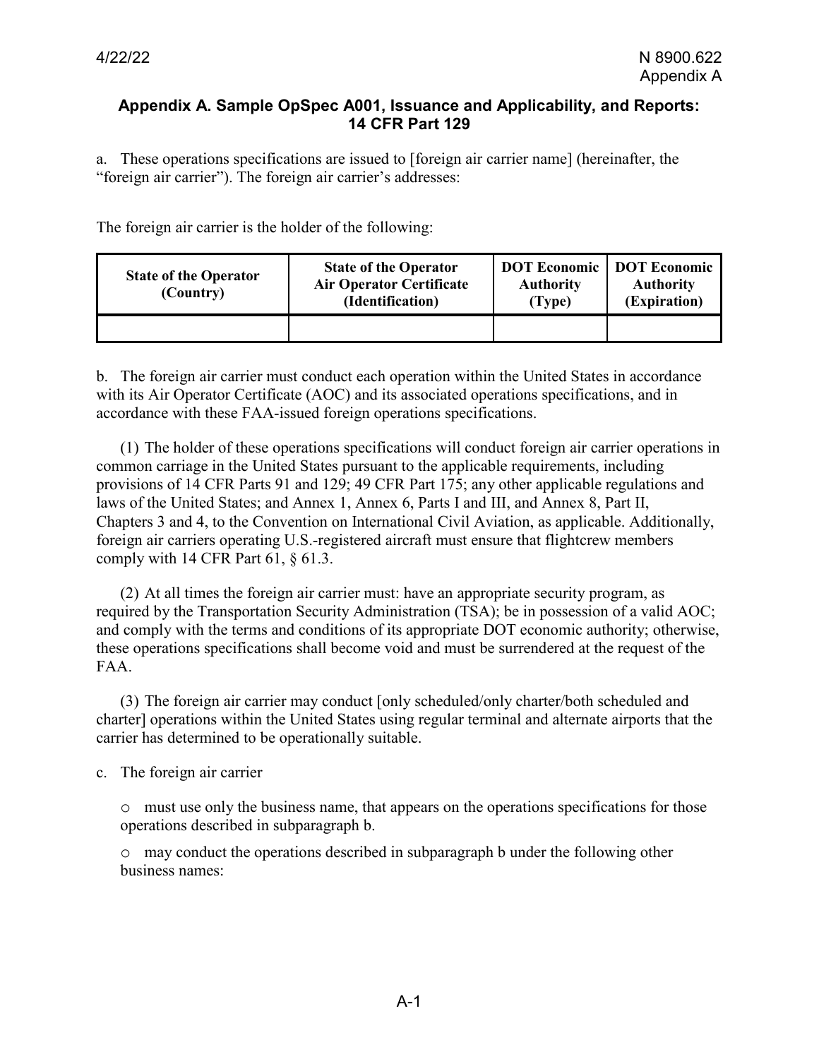## Appendix A. Sample OpSpec A001, Issuance and Applicability, and Reports: 14 CFR Part 129

a. These operations specifications are issued to [foreign air carrier name] (hereinafter, the "foreign air carrier"). The foreign air carrier's addresses:

The foreign air carrier is the holder of the following:

| State of the Operator (Country) | State of the Operator Air Operator Certificate (Identification) | DOT Economic Authority (Type) | DOT Economic Authority (Expiration) |
|---|---|---|---|
| | | | |

b. The foreign air carrier must conduct each operation within the United States in accordance with its Air Operator Certificate (AOC) and its associated operations specifications, and in accordance with these FAA-issued foreign operations specifications.

(1) The holder of these operations specifications will conduct foreign air carrier operations in common carriage in the United States pursuant to the applicable requirements, including provisions of 14 CFR Parts 91 and 129; 49 CFR Part 175; any other applicable regulations and laws of the United States; and Annex 1, Annex 6, Parts I and III, and Annex 8, Part II, Chapters 3 and 4, to the Convention on International Civil Aviation, as applicable. Additionally, foreign air carriers operating U.S.-registered aircraft must ensure that flightcrew members comply with 14 CFR Part 61, § 61.3.

(2) At all times the foreign air carrier must: have an appropriate security program, as required by the Transportation Security Administration (TSA); be in possession of a valid AOC; and comply with the terms and conditions of its appropriate DOT economic authority; otherwise, these operations specifications shall become void and must be surrendered at the request of the FAA.

(3) The foreign air carrier may conduct [only scheduled/only charter/both scheduled and charter] operations within the United States using regular terminal and alternate airports that the carrier has determined to be operationally suitable.

c. The foreign air carrier

- o must use only the business name, that appears on the operations specifications for those operations described in subparagraph b.
- o may conduct the operations described in subparagraph b under the following other business names: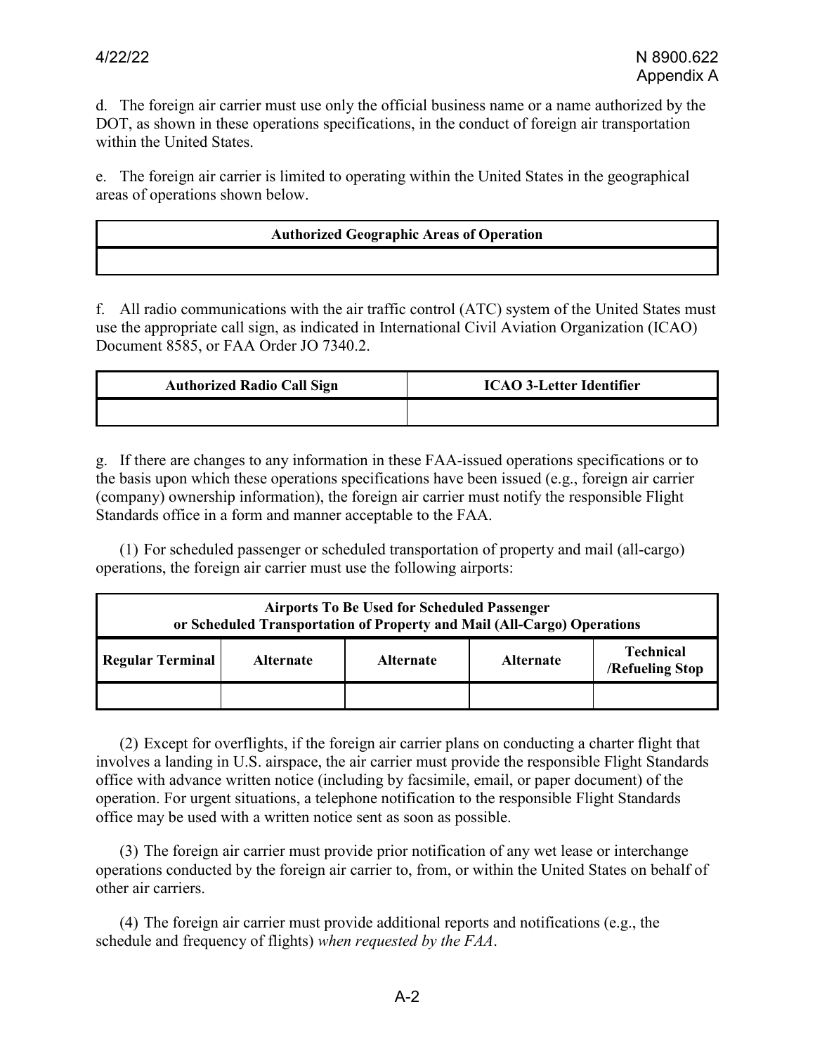d. The foreign air carrier must use only the official business name or a name authorized by the DOT, as shown in these operations specifications, in the conduct of foreign air transportation within the United States.

e. The foreign air carrier is limited to operating within the United States in the geographical areas of operations shown below.

| **Authorized Geographic Areas of Operation** |
|---|
| |

f. All radio communications with the air traffic control (ATC) system of the United States must use the appropriate call sign, as indicated in International Civil Aviation Organization (ICAO) Document 8585, or FAA Order JO 7340.2.

| **Authorized Radio Call Sign** | **ICAO 3-Letter Identifier** |
|---|---|
| | |

g. If there are changes to any information in these FAA-issued operations specifications or to the basis upon which these operations specifications have been issued (e.g., foreign air carrier (company) ownership information), the foreign air carrier must notify the responsible Flight Standards office in a form and manner acceptable to the FAA.

(1) For scheduled passenger or scheduled transportation of property and mail (all-cargo) operations, the foreign air carrier must use the following airports:

| **Airports To Be Used for Scheduled Passenger or Scheduled Transportation of Property and Mail (All-Cargo) Operations** | | | | |
|---|---|---|---|---|
| **Regular Terminal** | **Alternate** | **Alternate** | **Alternate** | **Technical /Refueling Stop** |
| | | | | |

(2) Except for overflights, if the foreign air carrier plans on conducting a charter flight that involves a landing in U.S. airspace, the air carrier must provide the responsible Flight Standards office with advance written notice (including by facsimile, email, or paper document) of the operation. For urgent situations, a telephone notification to the responsible Flight Standards office may be used with a written notice sent as soon as possible.

(3) The foreign air carrier must provide prior notification of any wet lease or interchange operations conducted by the foreign air carrier to, from, or within the United States on behalf of other air carriers.

(4) The foreign air carrier must provide additional reports and notifications (e.g., the schedule and frequency of flights) *when requested by the FAA*.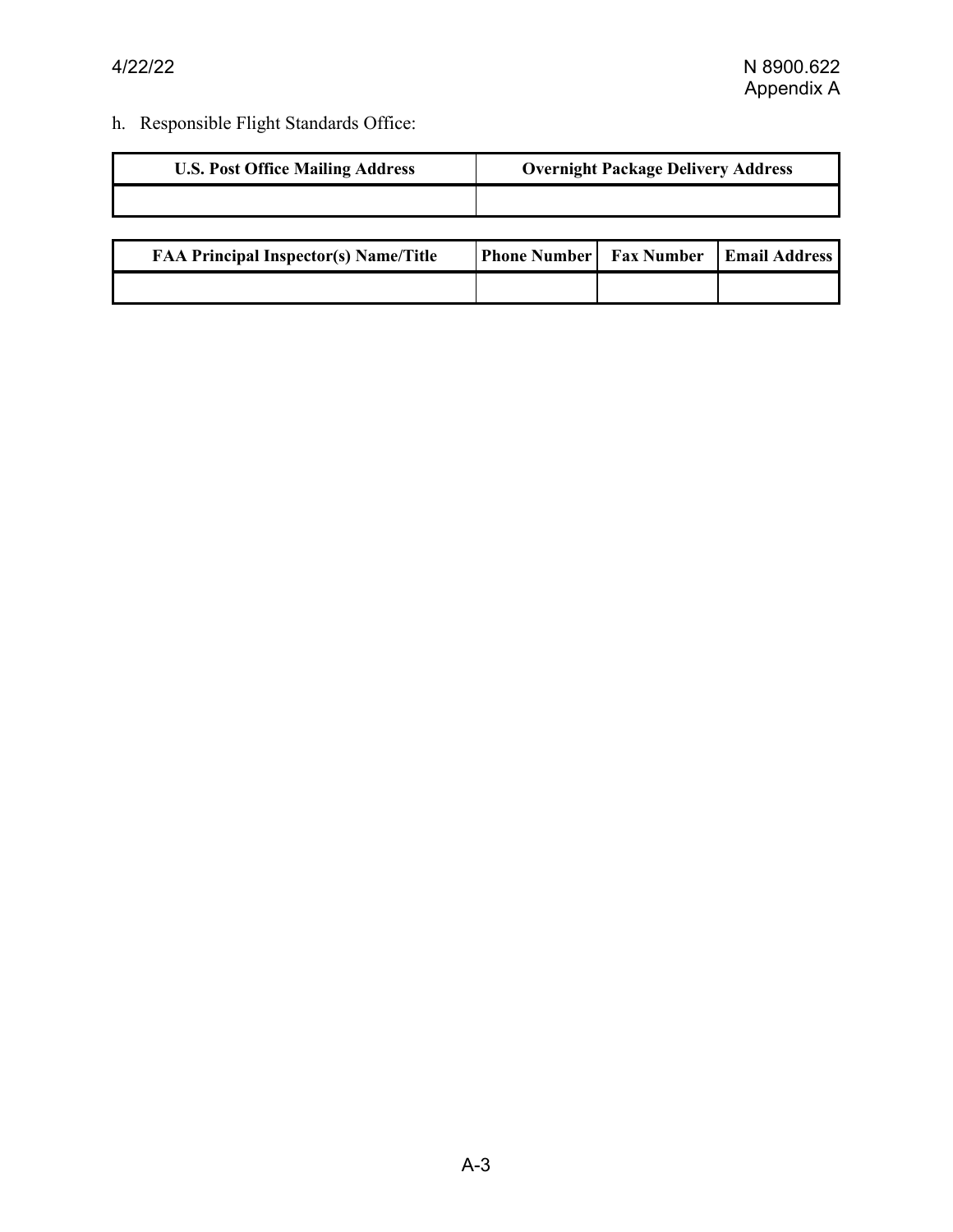h. Responsible Flight Standards Office:

| U.S. Post Office Mailing Address | Overnight Package Delivery Address |
| --- | --- |
| | |

| FAA Principal Inspector(s) Name/Title | Phone Number | Fax Number | Email Address |
| --- | --- | --- | --- |
| | | | |